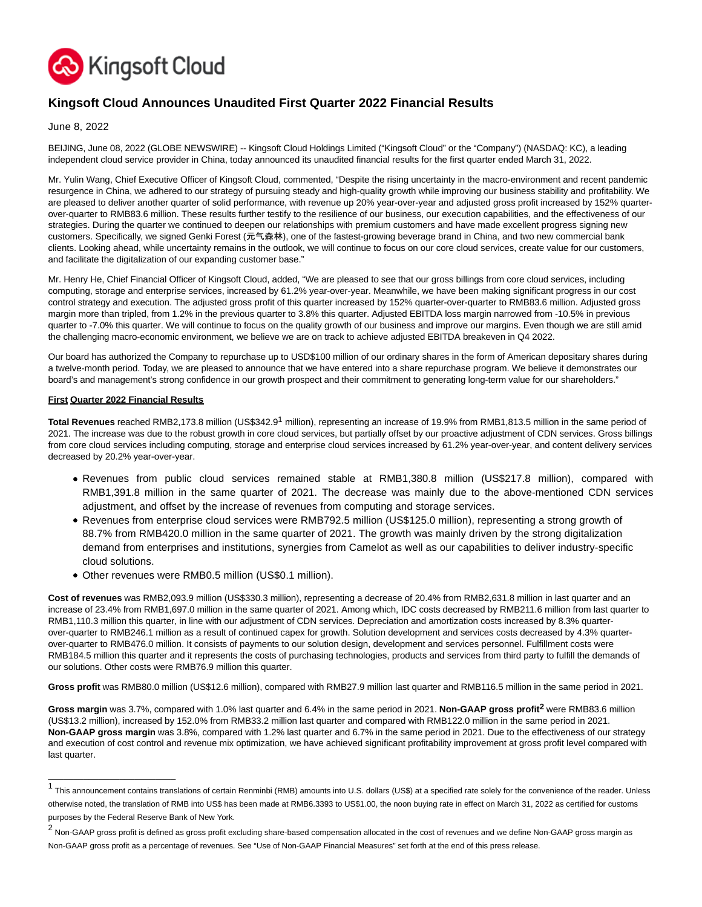# Kingsoft Cloud Announces Unaudited First Quarter 2022 Financial Results

June 8, 2022

BEIJING, June 08, 2022 (GLOBE NEWSWIRE) -- Kingsoft Cloud Holdings Limited ("Kingsoft Cloud" or the "Company") (NASDAQ: KC), a leading independent cloud service provider in China, today announced its unaudited financial results for the first quarter ended March 31, 2022.

Mr. Yulin Wang, Chief Executive Officer of Kingsoft Cloud, commented, "Despite the rising uncertainty in the macro-environment and recent pandemic resurgence in China, we adhered to our strategy of pursuing steady and high-quality growth while improving our business stability and profitability. We are pleased to deliver another quarter of solid performance, with revenue up 20% year-over-year and adjusted gross profit increased by 152% quarter-over-quarter to RMB83.6 million. These results further testify to the resilience of our business, our execution capabilities, and the effectiveness of our strategies. During the quarter we continued to deepen our relationships with premium customers and have made excellent progress signing new customers. Specifically, we signed Genki Forest (元气森林), one of the fastest-growing beverage brand in China, and two new commercial bank clients. Looking ahead, while uncertainty remains in the outlook, we will continue to focus on our core cloud services, create value for our customers, and facilitate the digitalization of our expanding customer base."

Mr. Henry He, Chief Financial Officer of Kingsoft Cloud, added, "We are pleased to see that our gross billings from core cloud services, including computing, storage and enterprise services, increased by 61.2% year-over-year. Meanwhile, we have been making significant progress in our cost control strategy and execution. The adjusted gross profit of this quarter increased by 152% quarter-over-quarter to RMB83.6 million. Adjusted gross margin more than tripled, from 1.2% in the previous quarter to 3.8% this quarter. Adjusted EBITDA loss margin narrowed from -10.5% in previous quarter to -7.0% this quarter. We will continue to focus on the quality growth of our business and improve our margins. Even though we are still amid the challenging macro-economic environment, we believe we are on track to achieve adjusted EBITDA breakeven in Q4 2022.

Our board has authorized the Company to repurchase up to USD$100 million of our ordinary shares in the form of American depositary shares during a twelve-month period. Today, we are pleased to announce that we have entered into a share repurchase program. We believe it demonstrates our board's and management's strong confidence in our growth prospect and their commitment to generating long-term value for our shareholders."

## First Quarter 2022 Financial Results

**Total Revenues** reached RMB2,173.8 million (US$342.9[1] million), representing an increase of 19.9% from RMB1,813.5 million in the same period of 2021. The increase was due to the robust growth in core cloud services, but partially offset by our proactive adjustment of CDN services. Gross billings from core cloud services including computing, storage and enterprise cloud services increased by 61.2% year-over-year, and content delivery services decreased by 20.2% year-over-year.

- Revenues from public cloud services remained stable at RMB1,380.8 million (US$217.8 million), compared with RMB1,391.8 million in the same quarter of 2021. The decrease was mainly due to the above-mentioned CDN services adjustment, and offset by the increase of revenues from computing and storage services.
- Revenues from enterprise cloud services were RMB792.5 million (US$125.0 million), representing a strong growth of 88.7% from RMB420.0 million in the same quarter of 2021. The growth was mainly driven by the strong digitalization demand from enterprises and institutions, synergies from Camelot as well as our capabilities to deliver industry-specific cloud solutions.
- Other revenues were RMB0.5 million (US$0.1 million).

**Cost of revenues** was RMB2,093.9 million (US$330.3 million), representing a decrease of 20.4% from RMB2,631.8 million in last quarter and an increase of 23.4% from RMB1,697.0 million in the same quarter of 2021. Among which, IDC costs decreased by RMB211.6 million from last quarter to RMB1,110.3 million this quarter, in line with our adjustment of CDN services. Depreciation and amortization costs increased by 8.3% quarter-over-quarter to RMB246.1 million as a result of continued capex for growth. Solution development and services costs decreased by 4.3% quarter-over-quarter to RMB476.0 million. It consists of payments to our solution design, development and services personnel. Fulfillment costs were RMB184.5 million this quarter and it represents the costs of purchasing technologies, products and services from third party to fulfill the demands of our solutions. Other costs were RMB76.9 million this quarter.

**Gross profit** was RMB80.0 million (US$12.6 million), compared with RMB27.9 million last quarter and RMB116.5 million in the same period in 2021.

**Gross margin** was 3.7%, compared with 1.0% last quarter and 6.4% in the same period in 2021. **Non-GAAP gross profit[2]** were RMB83.6 million (US$13.2 million), increased by 152.0% from RMB33.2 million last quarter and compared with RMB122.0 million in the same period in 2021. **Non-GAAP gross margin** was 3.8%, compared with 1.2% last quarter and 6.7% in the same period in 2021. Due to the effectiveness of our strategy and execution of cost control and revenue mix optimization, we have achieved significant profitability improvement at gross profit level compared with last quarter.

---

[1] This announcement contains translations of certain Renminbi (RMB) amounts into U.S. dollars (US$) at a specified rate solely for the convenience of the reader. Unless otherwise noted, the translation of RMB into US$ has been made at RMB6.3393 to US$1.00, the noon buying rate in effect on March 31, 2022 as certified for customs purposes by the Federal Reserve Bank of New York.

[2] Non-GAAP gross profit is defined as gross profit excluding share-based compensation allocated in the cost of revenues and we define Non-GAAP gross margin as Non-GAAP gross profit as a percentage of revenues. See "Use of Non-GAAP Financial Measures" set forth at the end of this press release.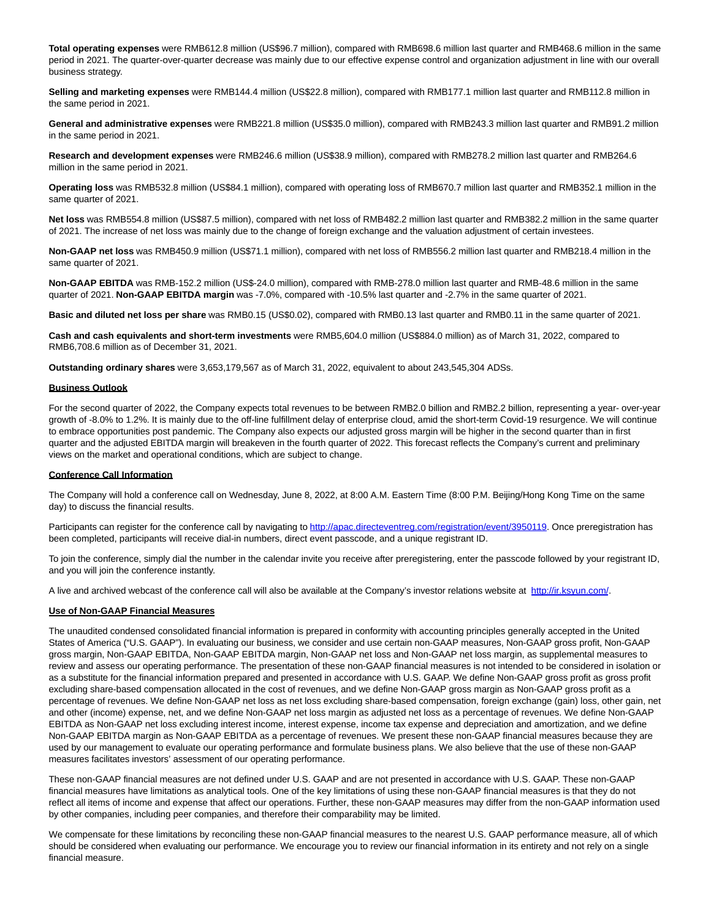**Total operating expenses** were RMB612.8 million (US$96.7 million), compared with RMB698.6 million last quarter and RMB468.6 million in the same period in 2021. The quarter-over-quarter decrease was mainly due to our effective expense control and organization adjustment in line with our overall business strategy.

**Selling and marketing expenses** were RMB144.4 million (US$22.8 million), compared with RMB177.1 million last quarter and RMB112.8 million in the same period in 2021.

**General and administrative expenses** were RMB221.8 million (US$35.0 million), compared with RMB243.3 million last quarter and RMB91.2 million in the same period in 2021.

**Research and development expenses** were RMB246.6 million (US$38.9 million), compared with RMB278.2 million last quarter and RMB264.6 million in the same period in 2021.

**Operating loss** was RMB532.8 million (US$84.1 million), compared with operating loss of RMB670.7 million last quarter and RMB352.1 million in the same quarter of 2021.

**Net loss** was RMB554.8 million (US$87.5 million), compared with net loss of RMB482.2 million last quarter and RMB382.2 million in the same quarter of 2021. The increase of net loss was mainly due to the change of foreign exchange and the valuation adjustment of certain investees.

**Non-GAAP net loss** was RMB450.9 million (US$71.1 million), compared with net loss of RMB556.2 million last quarter and RMB218.4 million in the same quarter of 2021.

**Non-GAAP EBITDA** was RMB-152.2 million (US$-24.0 million), compared with RMB-278.0 million last quarter and RMB-48.6 million in the same quarter of 2021. **Non-GAAP EBITDA margin** was -7.0%, compared with -10.5% last quarter and -2.7% in the same quarter of 2021.

**Basic and diluted net loss per share** was RMB0.15 (US$0.02), compared with RMB0.13 last quarter and RMB0.11 in the same quarter of 2021.

**Cash and cash equivalents and short-term investments** were RMB5,604.0 million (US$884.0 million) as of March 31, 2022, compared to RMB6,708.6 million as of December 31, 2021.

**Outstanding ordinary shares** were 3,653,179,567 as of March 31, 2022, equivalent to about 243,545,304 ADSs.

**Business Outlook**

For the second quarter of 2022, the Company expects total revenues to be between RMB2.0 billion and RMB2.2 billion, representing a year- over-year growth of -8.0% to 1.2%. It is mainly due to the off-line fulfillment delay of enterprise cloud, amid the short-term Covid-19 resurgence. We will continue to embrace opportunities post pandemic. The Company also expects our adjusted gross margin will be higher in the second quarter than in first quarter and the adjusted EBITDA margin will breakeven in the fourth quarter of 2022. This forecast reflects the Company's current and preliminary views on the market and operational conditions, which are subject to change.

**Conference Call Information**

The Company will hold a conference call on Wednesday, June 8, 2022, at 8:00 A.M. Eastern Time (8:00 P.M. Beijing/Hong Kong Time on the same day) to discuss the financial results.

Participants can register for the conference call by navigating to http://apac.directeventreg.com/registration/event/3950119. Once preregistration has been completed, participants will receive dial-in numbers, direct event passcode, and a unique registrant ID.

To join the conference, simply dial the number in the calendar invite you receive after preregistering, enter the passcode followed by your registrant ID, and you will join the conference instantly.

A live and archived webcast of the conference call will also be available at the Company's investor relations website at http://ir.ksyun.com/.

**Use of Non-GAAP Financial Measures**

The unaudited condensed consolidated financial information is prepared in conformity with accounting principles generally accepted in the United States of America ("U.S. GAAP"). In evaluating our business, we consider and use certain non-GAAP measures, Non-GAAP gross profit, Non-GAAP gross margin, Non-GAAP EBITDA, Non-GAAP EBITDA margin, Non-GAAP net loss and Non-GAAP net loss margin, as supplemental measures to review and assess our operating performance. The presentation of these non-GAAP financial measures is not intended to be considered in isolation or as a substitute for the financial information prepared and presented in accordance with U.S. GAAP. We define Non-GAAP gross profit as gross profit excluding share-based compensation allocated in the cost of revenues, and we define Non-GAAP gross margin as Non-GAAP gross profit as a percentage of revenues. We define Non-GAAP net loss as net loss excluding share-based compensation, foreign exchange (gain) loss, other gain, net and other (income) expense, net, and we define Non-GAAP net loss margin as adjusted net loss as a percentage of revenues. We define Non-GAAP EBITDA as Non-GAAP net loss excluding interest income, interest expense, income tax expense and depreciation and amortization, and we define Non-GAAP EBITDA margin as Non-GAAP EBITDA as a percentage of revenues. We present these non-GAAP financial measures because they are used by our management to evaluate our operating performance and formulate business plans. We also believe that the use of these non-GAAP measures facilitates investors' assessment of our operating performance.

These non-GAAP financial measures are not defined under U.S. GAAP and are not presented in accordance with U.S. GAAP. These non-GAAP financial measures have limitations as analytical tools. One of the key limitations of using these non-GAAP financial measures is that they do not reflect all items of income and expense that affect our operations. Further, these non-GAAP measures may differ from the non-GAAP information used by other companies, including peer companies, and therefore their comparability may be limited.

We compensate for these limitations by reconciling these non-GAAP financial measures to the nearest U.S. GAAP performance measure, all of which should be considered when evaluating our performance. We encourage you to review our financial information in its entirety and not rely on a single financial measure.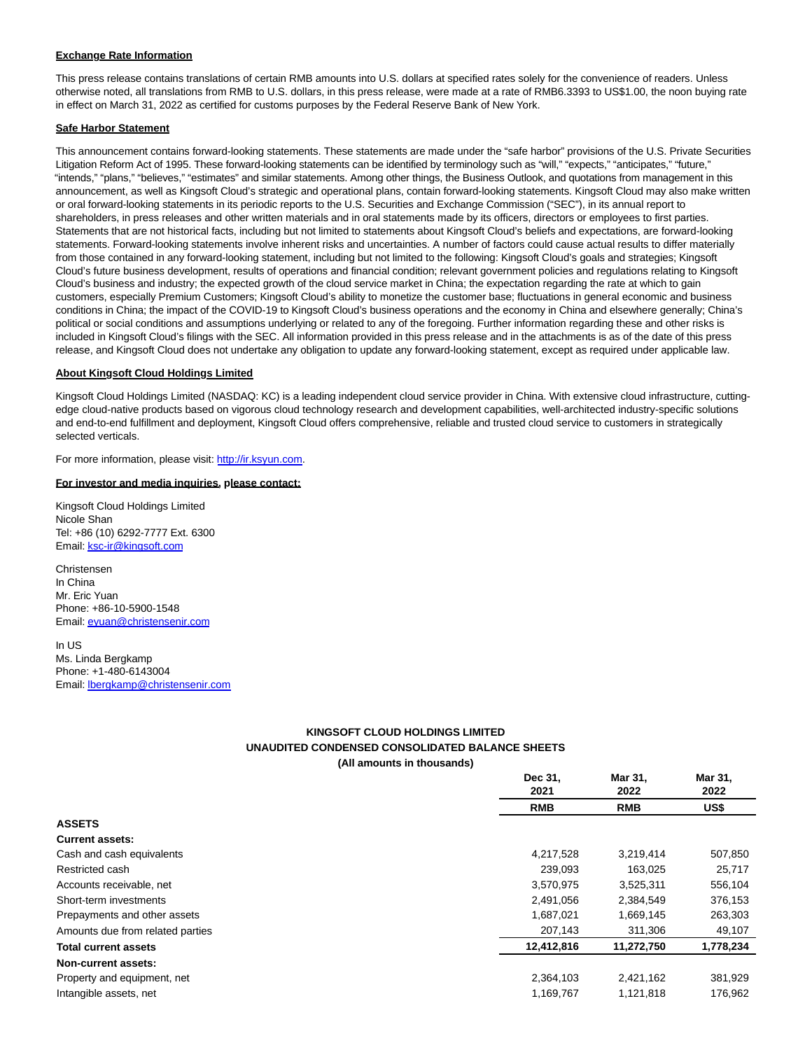**Exchange Rate Information**

This press release contains translations of certain RMB amounts into U.S. dollars at specified rates solely for the convenience of readers. Unless otherwise noted, all translations from RMB to U.S. dollars, in this press release, were made at a rate of RMB6.3393 to US$1.00, the noon buying rate in effect on March 31, 2022 as certified for customs purposes by the Federal Reserve Bank of New York.

**Safe Harbor Statement**

This announcement contains forward-looking statements. These statements are made under the "safe harbor" provisions of the U.S. Private Securities Litigation Reform Act of 1995. These forward-looking statements can be identified by terminology such as "will," "expects," "anticipates," "future," "intends," "plans," "believes," "estimates" and similar statements. Among other things, the Business Outlook, and quotations from management in this announcement, as well as Kingsoft Cloud's strategic and operational plans, contain forward-looking statements. Kingsoft Cloud may also make written or oral forward-looking statements in its periodic reports to the U.S. Securities and Exchange Commission ("SEC"), in its annual report to shareholders, in press releases and other written materials and in oral statements made by its officers, directors or employees to first parties. Statements that are not historical facts, including but not limited to statements about Kingsoft Cloud's beliefs and expectations, are forward-looking statements. Forward-looking statements involve inherent risks and uncertainties. A number of factors could cause actual results to differ materially from those contained in any forward-looking statement, including but not limited to the following: Kingsoft Cloud's goals and strategies; Kingsoft Cloud's future business development, results of operations and financial condition; relevant government policies and regulations relating to Kingsoft Cloud's business and industry; the expected growth of the cloud service market in China; the expectation regarding the rate at which to gain customers, especially Premium Customers; Kingsoft Cloud's ability to monetize the customer base; fluctuations in general economic and business conditions in China; the impact of the COVID-19 to Kingsoft Cloud's business operations and the economy in China and elsewhere generally; China's political or social conditions and assumptions underlying or related to any of the foregoing. Further information regarding these and other risks is included in Kingsoft Cloud's filings with the SEC. All information provided in this press release and in the attachments is as of the date of this press release, and Kingsoft Cloud does not undertake any obligation to update any forward-looking statement, except as required under applicable law.

**About Kingsoft Cloud Holdings Limited**

Kingsoft Cloud Holdings Limited (NASDAQ: KC) is a leading independent cloud service provider in China. With extensive cloud infrastructure, cutting-edge cloud-native products based on vigorous cloud technology research and development capabilities, well-architected industry-specific solutions and end-to-end fulfillment and deployment, Kingsoft Cloud offers comprehensive, reliable and trusted cloud service to customers in strategically selected verticals.

For more information, please visit: http://ir.ksyun.com.

**For investor and media inquiries, please contact:**

Kingsoft Cloud Holdings Limited
Nicole Shan
Tel: +86 (10) 6292-7777 Ext. 6300
Email: ksc-ir@kingsoft.com

Christensen
In China
Mr. Eric Yuan
Phone: +86-10-5900-1548
Email: eyuan@christensenir.com

In US
Ms. Linda Bergkamp
Phone: +1-480-6143004
Email: lbergkamp@christensenir.com

**KINGSOFT CLOUD HOLDINGS LIMITED**
**UNAUDITED CONDENSED CONSOLIDATED BALANCE SHEETS**
**(All amounts in thousands)**

| | Dec 31, 2021 | Mar 31, 2022 | Mar 31, 2022 |
|---|---|---|---|
| | **RMB** | **RMB** | **US$** |
| **ASSETS** | | | |
| **Current assets:** | | | |
| Cash and cash equivalents | 4,217,528 | 3,219,414 | 507,850 |
| Restricted cash | 239,093 | 163,025 | 25,717 |
| Accounts receivable, net | 3,570,975 | 3,525,311 | 556,104 |
| Short-term investments | 2,491,056 | 2,384,549 | 376,153 |
| Prepayments and other assets | 1,687,021 | 1,669,145 | 263,303 |
| Amounts due from related parties | 207,143 | 311,306 | 49,107 |
| **Total current assets** | **12,412,816** | **11,272,750** | **1,778,234** |
| **Non-current assets:** | | | |
| Property and equipment, net | 2,364,103 | 2,421,162 | 381,929 |
| Intangible assets, net | 1,169,767 | 1,121,818 | 176,962 |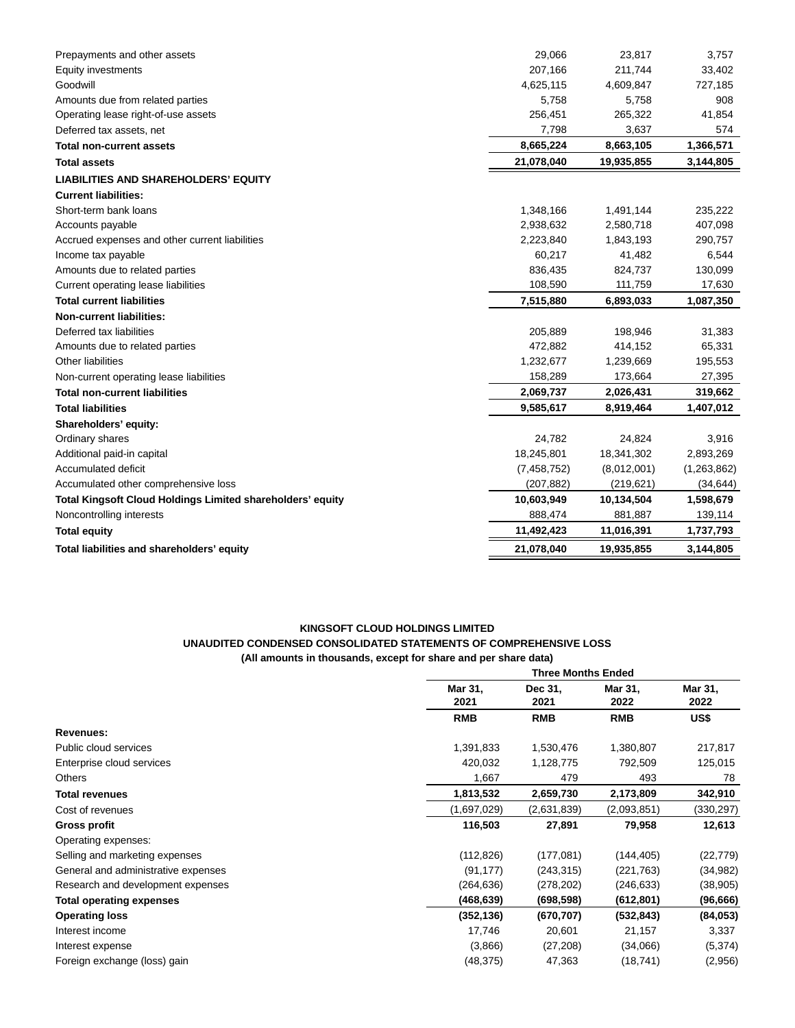| | | | |
|---|---|---|---|
| Prepayments and other assets | 29,066 | 23,817 | 3,757 |
| Equity investments | 207,166 | 211,744 | 33,402 |
| Goodwill | 4,625,115 | 4,609,847 | 727,185 |
| Amounts due from related parties | 5,758 | 5,758 | 908 |
| Operating lease right-of-use assets | 256,451 | 265,322 | 41,854 |
| Deferred tax assets, net | 7,798 | 3,637 | 574 |
| **Total non-current assets** | **8,665,224** | **8,663,105** | **1,366,571** |
| **Total assets** | **21,078,040** | **19,935,855** | **3,144,805** |
| **LIABILITIES AND SHAREHOLDERS' EQUITY** | | | |
| **Current liabilities:** | | | |
| Short-term bank loans | 1,348,166 | 1,491,144 | 235,222 |
| Accounts payable | 2,938,632 | 2,580,718 | 407,098 |
| Accrued expenses and other current liabilities | 2,223,840 | 1,843,193 | 290,757 |
| Income tax payable | 60,217 | 41,482 | 6,544 |
| Amounts due to related parties | 836,435 | 824,737 | 130,099 |
| Current operating lease liabilities | 108,590 | 111,759 | 17,630 |
| **Total current liabilities** | **7,515,880** | **6,893,033** | **1,087,350** |
| **Non-current liabilities:** | | | |
| Deferred tax liabilities | 205,889 | 198,946 | 31,383 |
| Amounts due to related parties | 472,882 | 414,152 | 65,331 |
| Other liabilities | 1,232,677 | 1,239,669 | 195,553 |
| Non-current operating lease liabilities | 158,289 | 173,664 | 27,395 |
| **Total non-current liabilities** | **2,069,737** | **2,026,431** | **319,662** |
| **Total liabilities** | **9,585,617** | **8,919,464** | **1,407,012** |
| **Shareholders' equity:** | | | |
| Ordinary shares | 24,782 | 24,824 | 3,916 |
| Additional paid-in capital | 18,245,801 | 18,341,302 | 2,893,269 |
| Accumulated deficit | (7,458,752) | (8,012,001) | (1,263,862) |
| Accumulated other comprehensive loss | (207,882) | (219,621) | (34,644) |
| **Total Kingsoft Cloud Holdings Limited shareholders' equity** | **10,603,949** | **10,134,504** | **1,598,679** |
| Noncontrolling interests | 888,474 | 881,887 | 139,114 |
| **Total equity** | **11,492,423** | **11,016,391** | **1,737,793** |
| **Total liabilities and shareholders' equity** | **21,078,040** | **19,935,855** | **3,144,805** |

**KINGSOFT CLOUD HOLDINGS LIMITED**
**UNAUDITED CONDENSED CONSOLIDATED STATEMENTS OF COMPREHENSIVE LOSS**
**(All amounts in thousands, except for share and per share data)**

| | **Three Months Ended** | | | |
|---|---|---|---|---|
| | **Mar 31, 2021** | **Dec 31, 2021** | **Mar 31, 2022** | **Mar 31, 2022** |
| | **RMB** | **RMB** | **RMB** | **US$** |
| **Revenues:** | | | | |
| Public cloud services | 1,391,833 | 1,530,476 | 1,380,807 | 217,817 |
| Enterprise cloud services | 420,032 | 1,128,775 | 792,509 | 125,015 |
| Others | 1,667 | 479 | 493 | 78 |
| **Total revenues** | **1,813,532** | **2,659,730** | **2,173,809** | **342,910** |
| Cost of revenues | (1,697,029) | (2,631,839) | (2,093,851) | (330,297) |
| **Gross profit** | **116,503** | **27,891** | **79,958** | **12,613** |
| Operating expenses: | | | | |
| Selling and marketing expenses | (112,826) | (177,081) | (144,405) | (22,779) |
| General and administrative expenses | (91,177) | (243,315) | (221,763) | (34,982) |
| Research and development expenses | (264,636) | (278,202) | (246,633) | (38,905) |
| **Total operating expenses** | **(468,639)** | **(698,598)** | **(612,801)** | **(96,666)** |
| **Operating loss** | **(352,136)** | **(670,707)** | **(532,843)** | **(84,053)** |
| Interest income | 17,746 | 20,601 | 21,157 | 3,337 |
| Interest expense | (3,866) | (27,208) | (34,066) | (5,374) |
| Foreign exchange (loss) gain | (48,375) | 47,363 | (18,741) | (2,956) |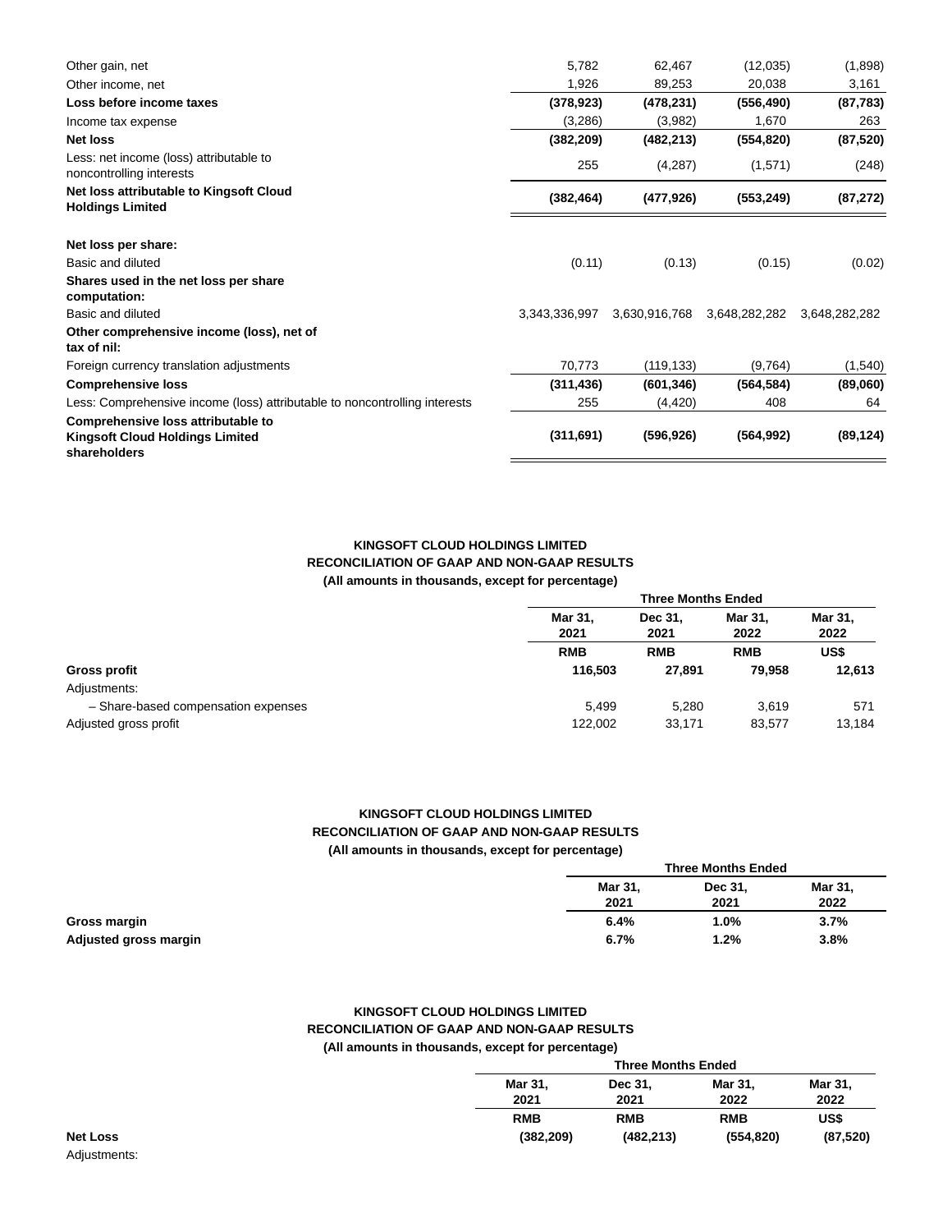| | | | | |
|---|---|---|---|---|
| Other gain, net | 5,782 | 62,467 | (12,035) | (1,898) |
| Other income, net | 1,926 | 89,253 | 20,038 | 3,161 |
| **Loss before income taxes** | **(378,923)** | **(478,231)** | **(556,490)** | **(87,783)** |
| Income tax expense | (3,286) | (3,982) | 1,670 | 263 |
| **Net loss** | **(382,209)** | **(482,213)** | **(554,820)** | **(87,520)** |
| Less: net income (loss) attributable to noncontrolling interests | 255 | (4,287) | (1,571) | (248) |
| **Net loss attributable to Kingsoft Cloud Holdings Limited** | **(382,464)** | **(477,926)** | **(553,249)** | **(87,272)** |
| **Net loss per share:** | | | | |
| Basic and diluted | (0.11) | (0.13) | (0.15) | (0.02) |
| **Shares used in the net loss per share computation:** | | | | |
| Basic and diluted | 3,343,336,997 | 3,630,916,768 | 3,648,282,282 | 3,648,282,282 |
| **Other comprehensive income (loss), net of tax of nil:** | | | | |
| Foreign currency translation adjustments | 70,773 | (119,133) | (9,764) | (1,540) |
| **Comprehensive loss** | **(311,436)** | **(601,346)** | **(564,584)** | **(89,060)** |
| Less: Comprehensive income (loss) attributable to noncontrolling interests | 255 | (4,420) | 408 | 64 |
| **Comprehensive loss attributable to Kingsoft Cloud Holdings Limited shareholders** | **(311,691)** | **(596,926)** | **(564,992)** | **(89,124)** |

**KINGSOFT CLOUD HOLDINGS LIMITED**
**RECONCILIATION OF GAAP AND NON-GAAP RESULTS**
**(All amounts in thousands, except for percentage)**

| | Three Months Ended | | | |
|---|---|---|---|---|
| | **Mar 31, 2021** | **Dec 31, 2021** | **Mar 31, 2022** | **Mar 31, 2022** |
| | **RMB** | **RMB** | **RMB** | **US$** |
| **Gross profit** | **116,503** | **27,891** | **79,958** | **12,613** |
| Adjustments: | | | | |
| – Share-based compensation expenses | 5,499 | 5,280 | 3,619 | 571 |
| Adjusted gross profit | 122,002 | 33,171 | 83,577 | 13,184 |

**KINGSOFT CLOUD HOLDINGS LIMITED**
**RECONCILIATION OF GAAP AND NON-GAAP RESULTS**
**(All amounts in thousands, except for percentage)**

| | Three Months Ended | | |
|---|---|---|---|
| | **Mar 31, 2021** | **Dec 31, 2021** | **Mar 31, 2022** |
| **Gross margin** | **6.4%** | **1.0%** | **3.7%** |
| **Adjusted gross margin** | **6.7%** | **1.2%** | **3.8%** |

**KINGSOFT CLOUD HOLDINGS LIMITED**
**RECONCILIATION OF GAAP AND NON-GAAP RESULTS**
**(All amounts in thousands, except for percentage)**

| | Three Months Ended | | | |
|---|---|---|---|---|
| | **Mar 31, 2021** | **Dec 31, 2021** | **Mar 31, 2022** | **Mar 31, 2022** |
| | **RMB** | **RMB** | **RMB** | **US$** |
| **Net Loss** | **(382,209)** | **(482,213)** | **(554,820)** | **(87,520)** |
| Adjustments: | | | | |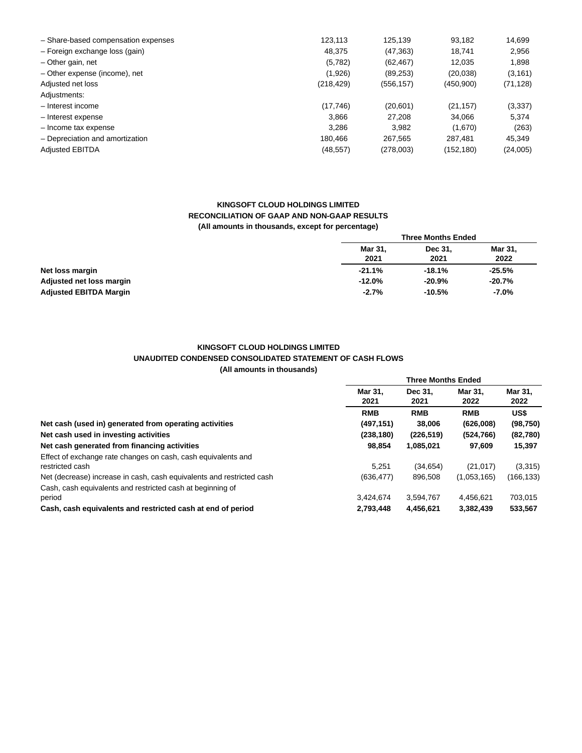| | | | | |
|---|---|---|---|---|
| – Share-based compensation expenses | 123,113 | 125,139 | 93,182 | 14,699 |
| – Foreign exchange loss (gain) | 48,375 | (47,363) | 18,741 | 2,956 |
| – Other gain, net | (5,782) | (62,467) | 12,035 | 1,898 |
| – Other expense (income), net | (1,926) | (89,253) | (20,038) | (3,161) |
| Adjusted net loss | (218,429) | (556,157) | (450,900) | (71,128) |
| Adjustments: | | | | |
| – Interest income | (17,746) | (20,601) | (21,157) | (3,337) |
| – Interest expense | 3,866 | 27,208 | 34,066 | 5,374 |
| – Income tax expense | 3,286 | 3,982 | (1,670) | (263) |
| – Depreciation and amortization | 180,466 | 267,565 | 287,481 | 45,349 |
| Adjusted EBITDA | (48,557) | (278,003) | (152,180) | (24,005) |

**KINGSOFT CLOUD HOLDINGS LIMITED**
**RECONCILIATION OF GAAP AND NON-GAAP RESULTS**
**(All amounts in thousands, except for percentage)**

| | Three Months Ended | | |
|---|---|---|---|
| | Mar 31, 2021 | Dec 31, 2021 | Mar 31, 2022 |
| **Net loss margin** | **-21.1%** | **-18.1%** | **-25.5%** |
| **Adjusted net loss margin** | **-12.0%** | **-20.9%** | **-20.7%** |
| **Adjusted EBITDA Margin** | **-2.7%** | **-10.5%** | **-7.0%** |

**KINGSOFT CLOUD HOLDINGS LIMITED**
**UNAUDITED CONDENSED CONSOLIDATED STATEMENT OF CASH FLOWS**
**(All amounts in thousands)**

| | Three Months Ended | | | |
|---|---|---|---|---|
| | Mar 31, 2021 | Dec 31, 2021 | Mar 31, 2022 | Mar 31, 2022 |
| | **RMB** | **RMB** | **RMB** | **US$** |
| **Net cash (used in) generated from operating activities** | **(497,151)** | **38,006** | **(626,008)** | **(98,750)** |
| **Net cash used in investing activities** | **(238,180)** | **(226,519)** | **(524,766)** | **(82,780)** |
| **Net cash generated from financing activities** | **98,854** | **1,085,021** | **97,609** | **15,397** |
| Effect of exchange rate changes on cash, cash equivalents and restricted cash | 5,251 | (34,654) | (21,017) | (3,315) |
| Net (decrease) increase in cash, cash equivalents and restricted cash | (636,477) | 896,508 | (1,053,165) | (166,133) |
| Cash, cash equivalents and restricted cash at beginning of period | 3,424,674 | 3,594,767 | 4,456,621 | 703,015 |
| **Cash, cash equivalents and restricted cash at end of period** | **2,793,448** | **4,456,621** | **3,382,439** | **533,567** |